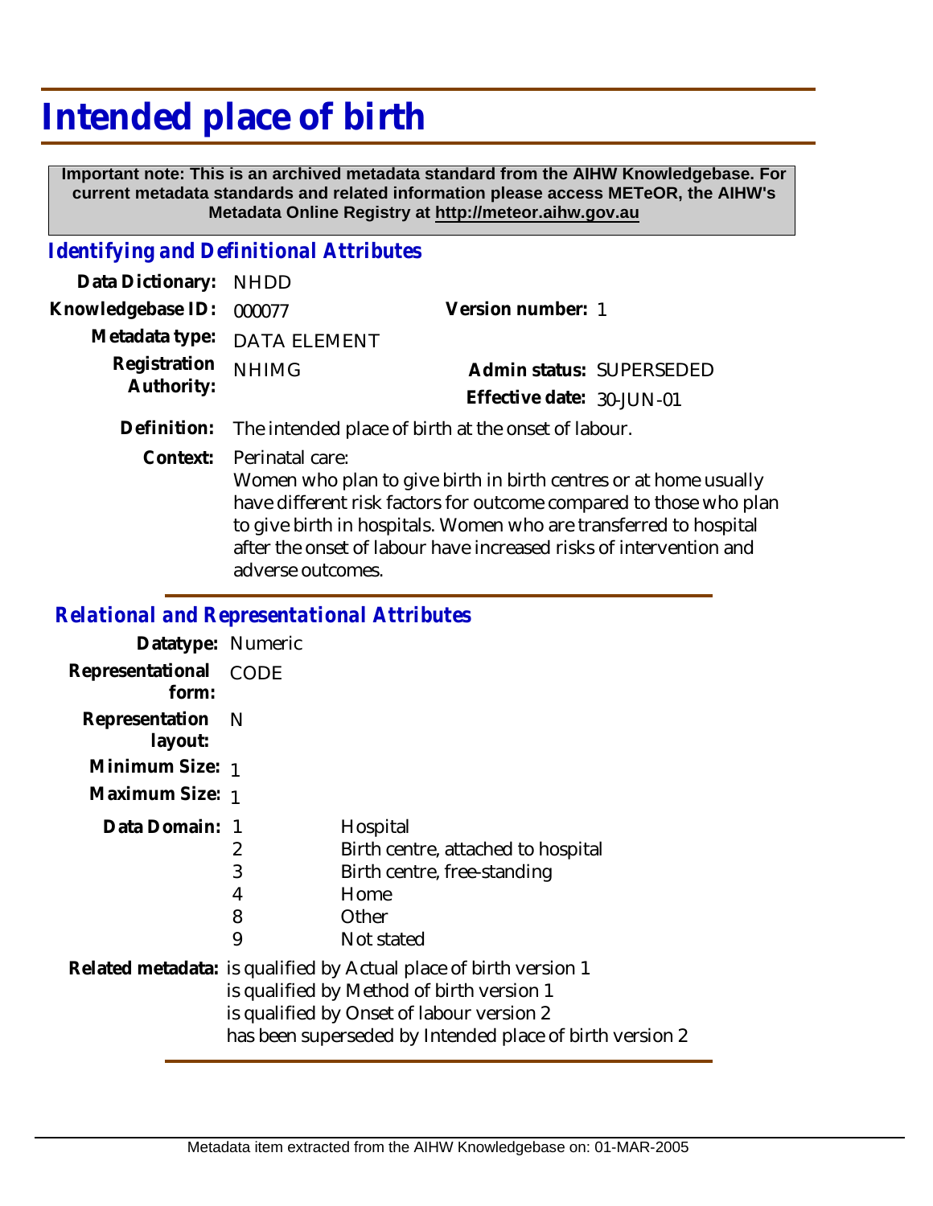# Intended place of birth

**Important note: This is an archived metadata standard from the AIHW Knowledgebase. For current metadata standards and related information please access METeOR, the AIHW's Metadata Online Registry at http://meteor.aihw.gov.au**

## *Identifying and Definitional Attributes*

**Data Dictionary:** NHDD

**Knowledgebase ID:** 000077

**Version number:** 1

**Metadata type:** DATA ELEMENT

**Registration Authority:** NHIMG

**Admin status:** SUPERSEDED

**Effective date:** 30-JUN-01

**Definition:** The intended place of birth at the onset of labour.

**Context:** Perinatal care:
Women who plan to give birth in birth centres or at home usually have different risk factors for outcome compared to those who plan to give birth in hospitals. Women who are transferred to hospital after the onset of labour have increased risks of intervention and adverse outcomes.

## *Relational and Representational Attributes*

**Datatype:** Numeric

**Representational form:** CODE

**Representation layout:** N

**Minimum Size:** 1

**Maximum Size:** 1

**Data Domain:**

| | |
|---|---|
| 1 | Hospital |
| 2 | Birth centre, attached to hospital |
| 3 | Birth centre, free-standing |
| 4 | Home |
| 8 | Other |
| 9 | Not stated |

**Related metadata:** is qualified by Actual place of birth version 1
is qualified by Method of birth version 1
is qualified by Onset of labour version 2
has been superseded by Intended place of birth version 2

Metadata item extracted from the AIHW Knowledgebase on: 01-MAR-2005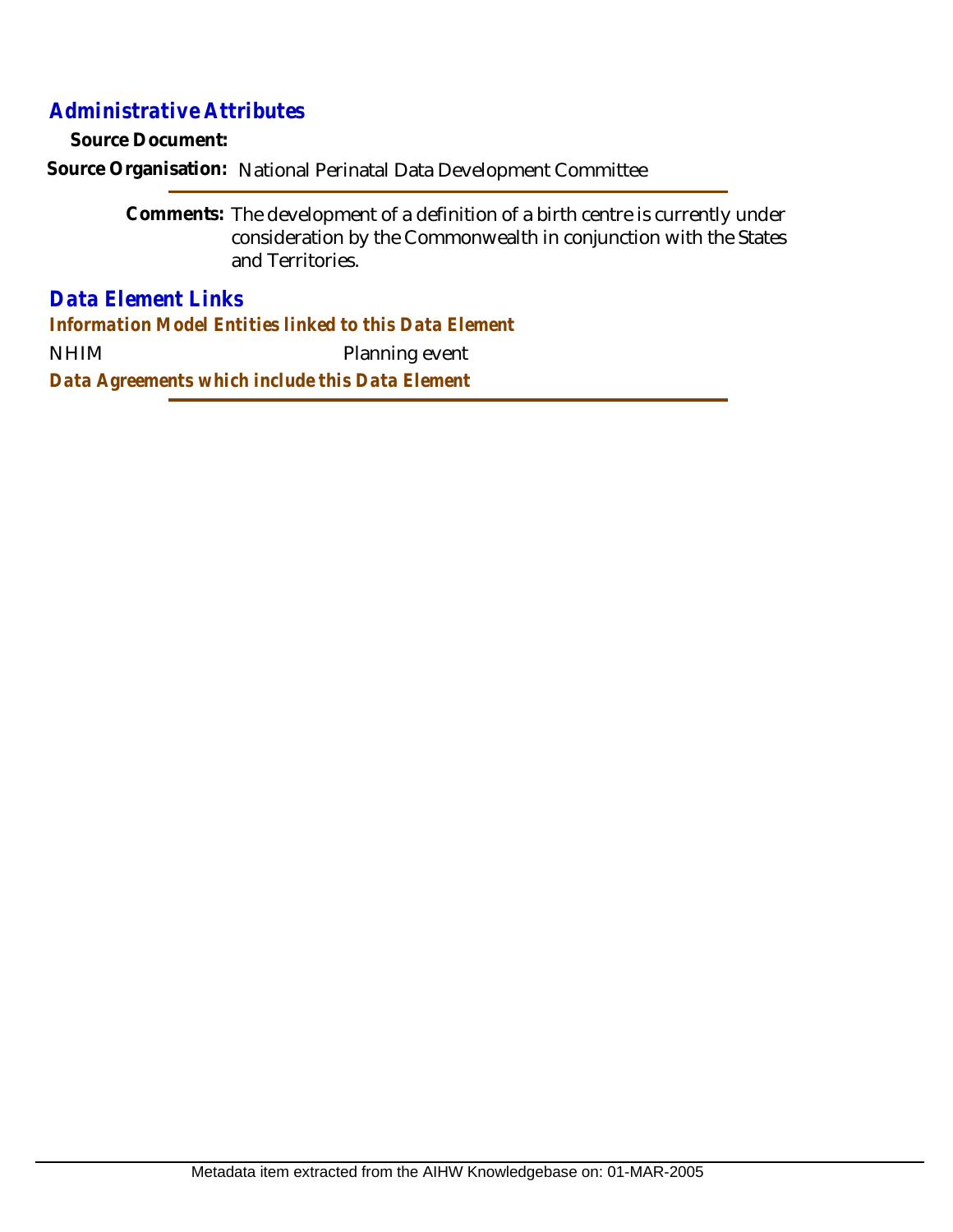## Administrative Attributes

**Source Document:**

**Source Organisation:** National Perinatal Data Development Committee

**Comments:** The development of a definition of a birth centre is currently under consideration by the Commonwealth in conjunction with the States and Territories.

## Data Element Links

***Information Model Entities linked to this Data Element***

| | |
|---|---|
| NHIM | Planning event |

***Data Agreements which include this Data Element***

Metadata item extracted from the AIHW Knowledgebase on: 01-MAR-2005